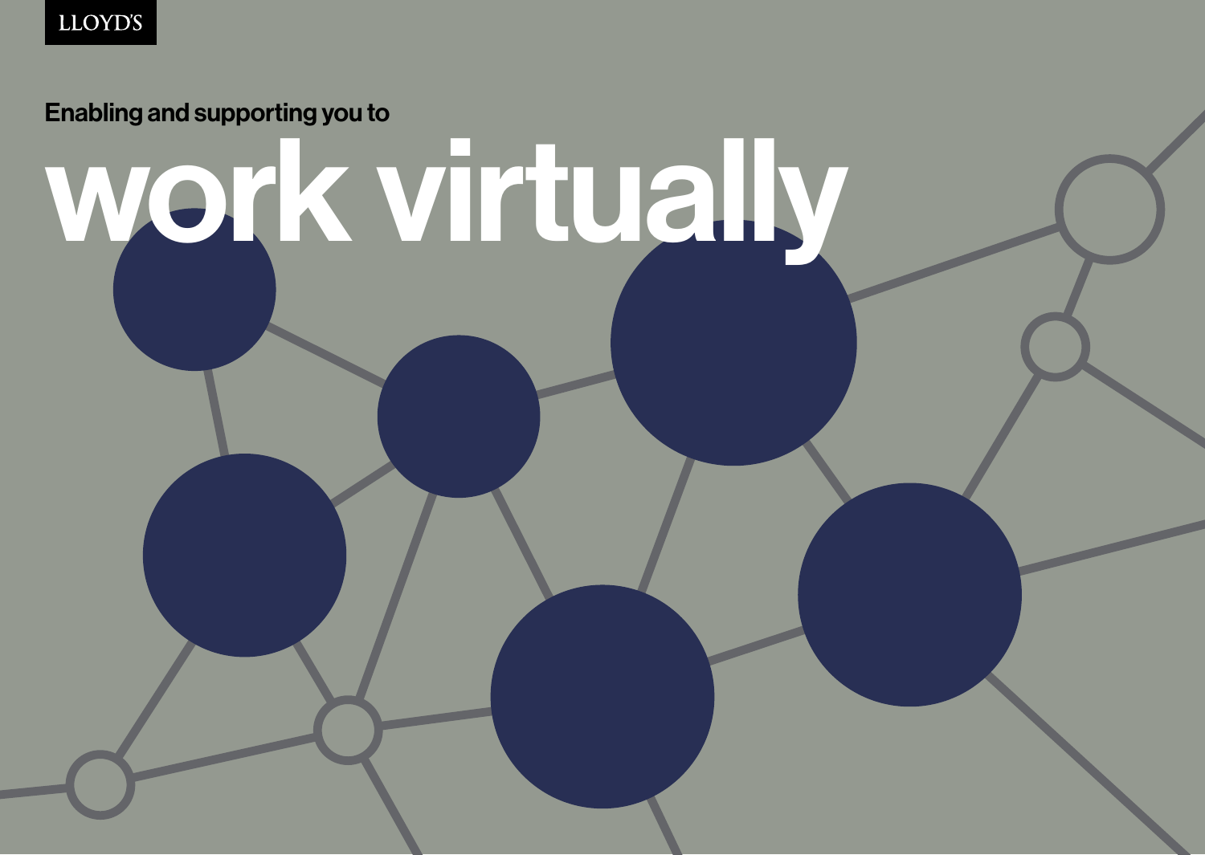LLOYD'S

Enabling and supporting you to

# work virtually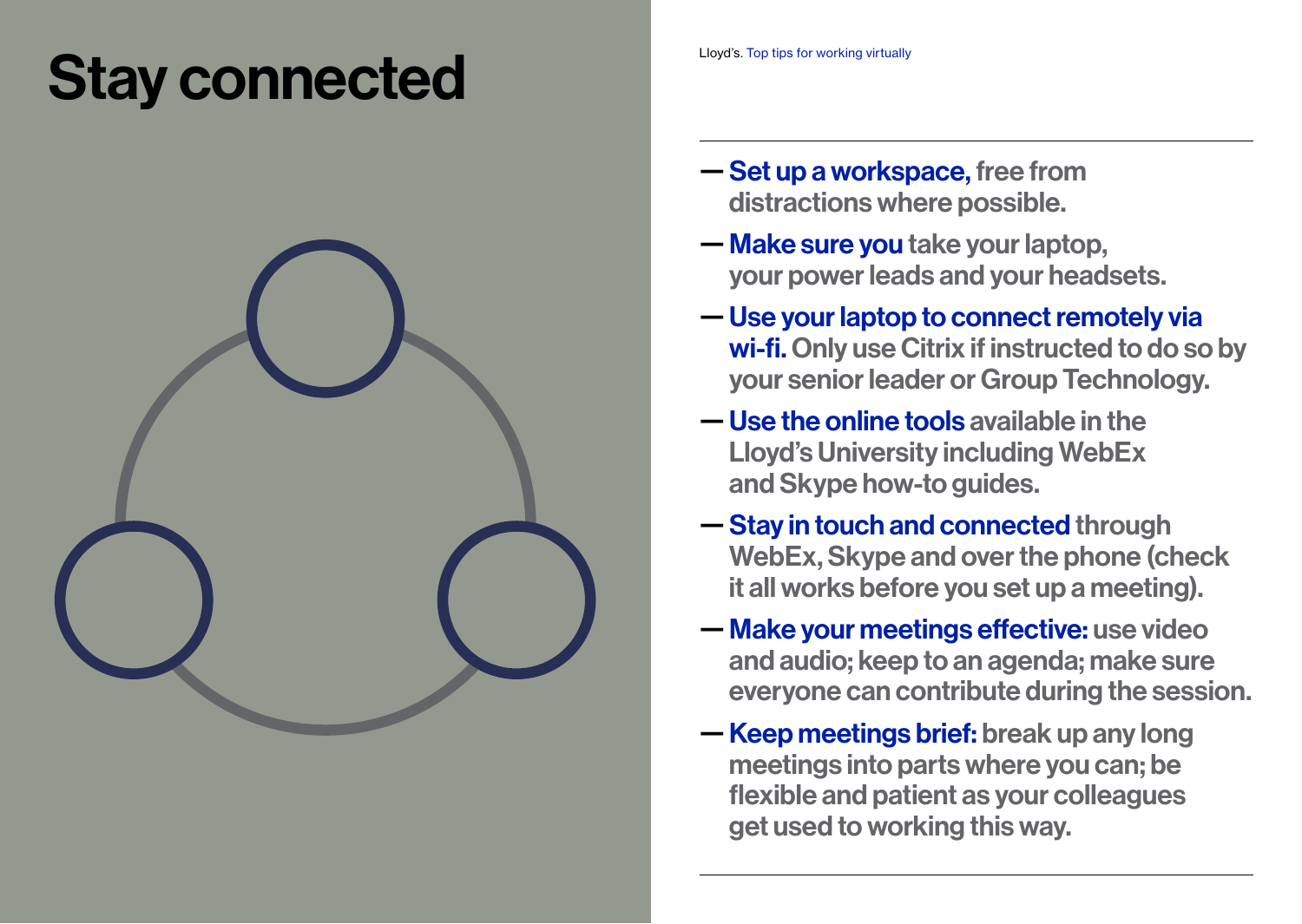# Stay connected

- **Set up a workspace,** free from distractions where possible.
- **Make sure you** take your laptop, your power leads and your headsets.
- **Use your laptop to connect remotely via wi-fi.** Only use Citrix if instructed to do so by your senior leader or Group Technology.
- **Use the online tools** available in the Lloyd's University including WebEx and Skype how-to guides.
- **Stay in touch and connected** through WebEx, Skype and over the phone (check it all works before you set up a meeting).
- **Make your meetings effective:** use video and audio; keep to an agenda; make sure everyone can contribute during the session.
- **Keep meetings brief:** break up any long meetings into parts where you can; be flexible and patient as your colleagues get used to working this way.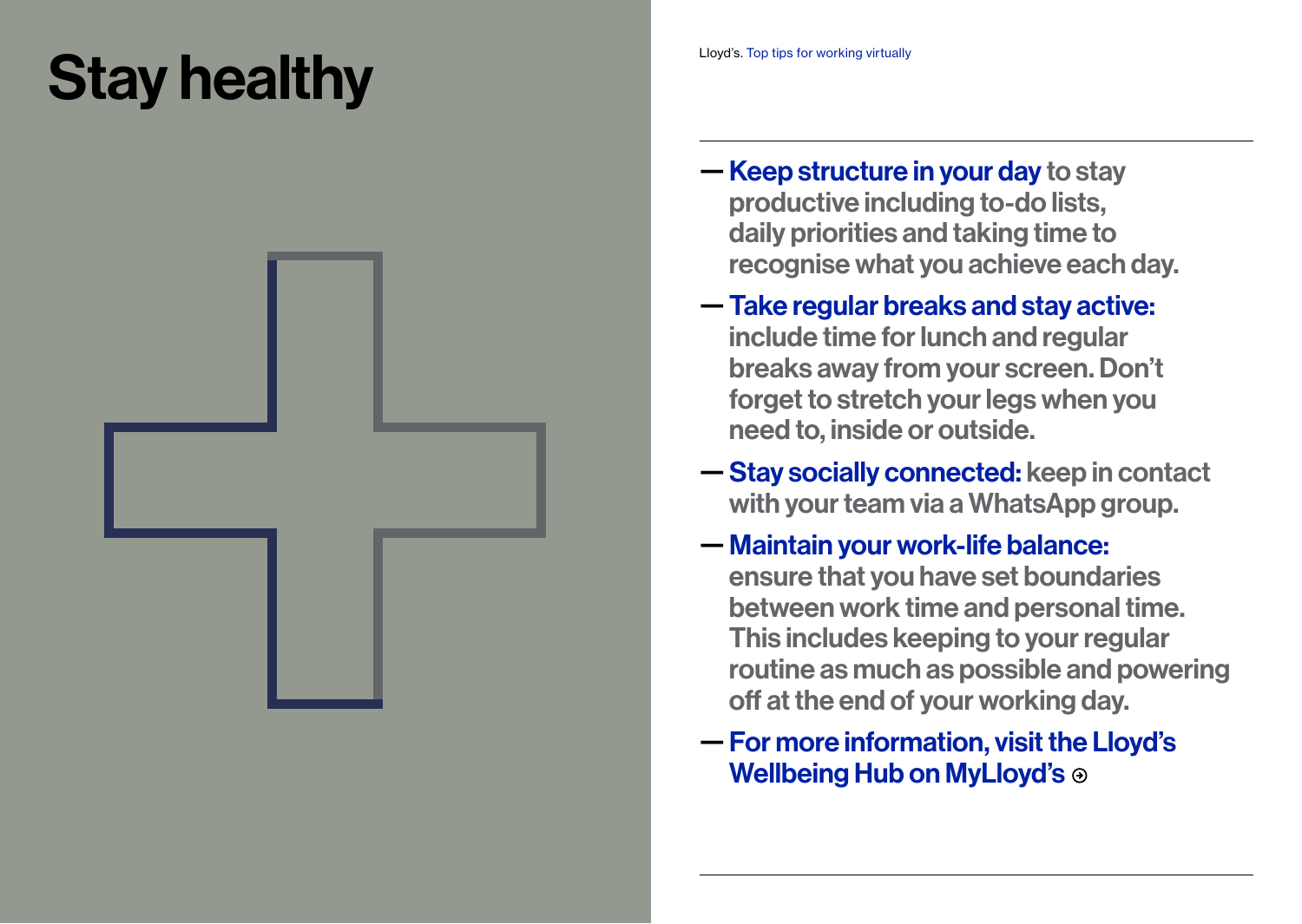# Stay healthy

- **Keep structure in your day** to stay productive including to-do lists, daily priorities and taking time to recognise what you achieve each day.
- **Take regular breaks and stay active:** include time for lunch and regular breaks away from your screen. Don't forget to stretch your legs when you need to, inside or outside.
- **Stay socially connected:** keep in contact with your team via a WhatsApp group.
- **Maintain your work-life balance:** ensure that you have set boundaries between work time and personal time. This includes keeping to your regular routine as much as possible and powering off at the end of your working day.
- **For more information, visit the Lloyd's Wellbeing Hub on MyLloyd's**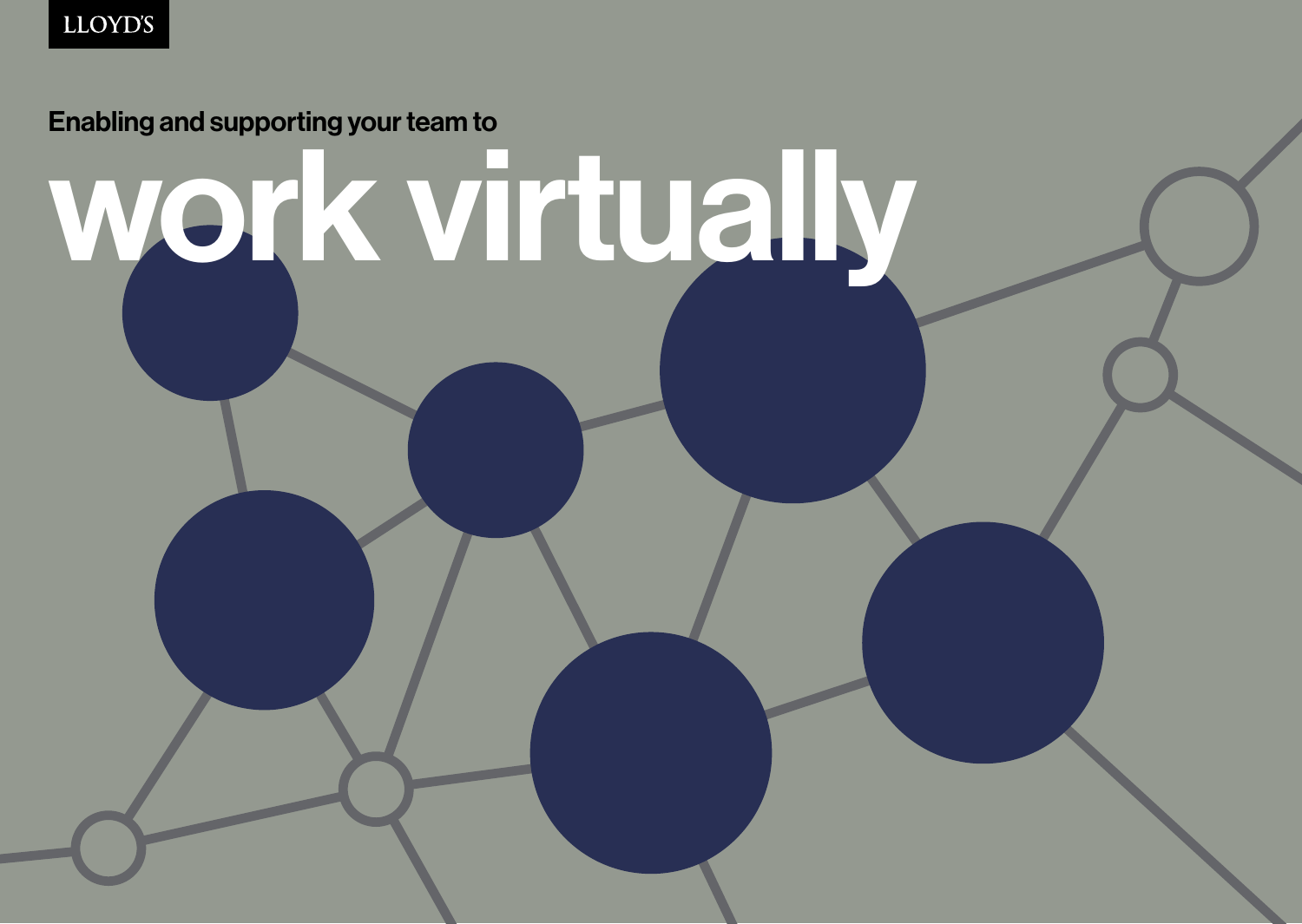LLOYD'S

Enabling and supporting your team to

# work virtually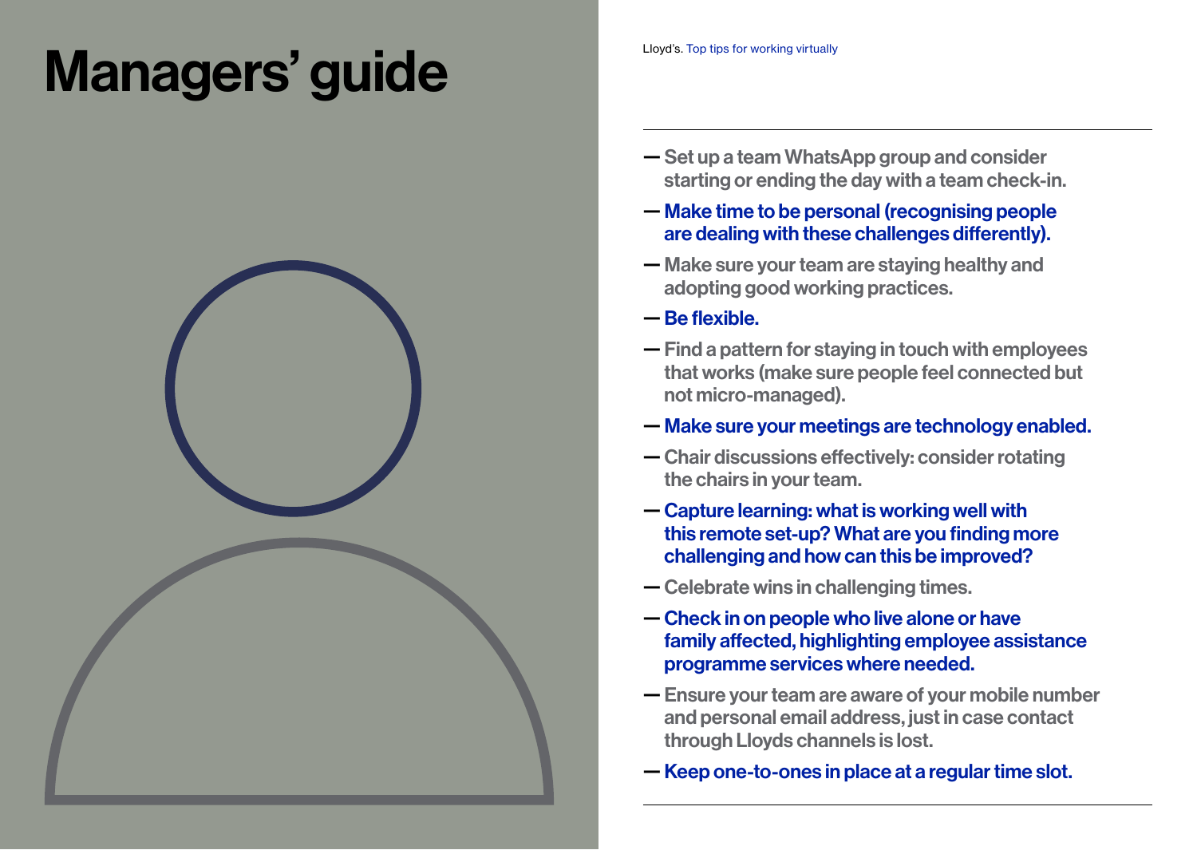# Managers' guide

Lloyd's. Top tips for working virtually

- Set up a team WhatsApp group and consider starting or ending the day with a team check-in.
- **Make time to be personal (recognising people are dealing with these challenges differently).**
- Make sure your team are staying healthy and adopting good working practices.
- **Be flexible.**
- Find a pattern for staying in touch with employees that works (make sure people feel connected but not micro-managed).
- **Make sure your meetings are technology enabled.**
- Chair discussions effectively: consider rotating the chairs in your team.
- **Capture learning: what is working well with this remote set-up? What are you finding more challenging and how can this be improved?**
- Celebrate wins in challenging times.
- **Check in on people who live alone or have family affected, highlighting employee assistance programme services where needed.**
- Ensure your team are aware of your mobile number and personal email address, just in case contact through Lloyds channels is lost.
- **Keep one-to-ones in place at a regular time slot.**